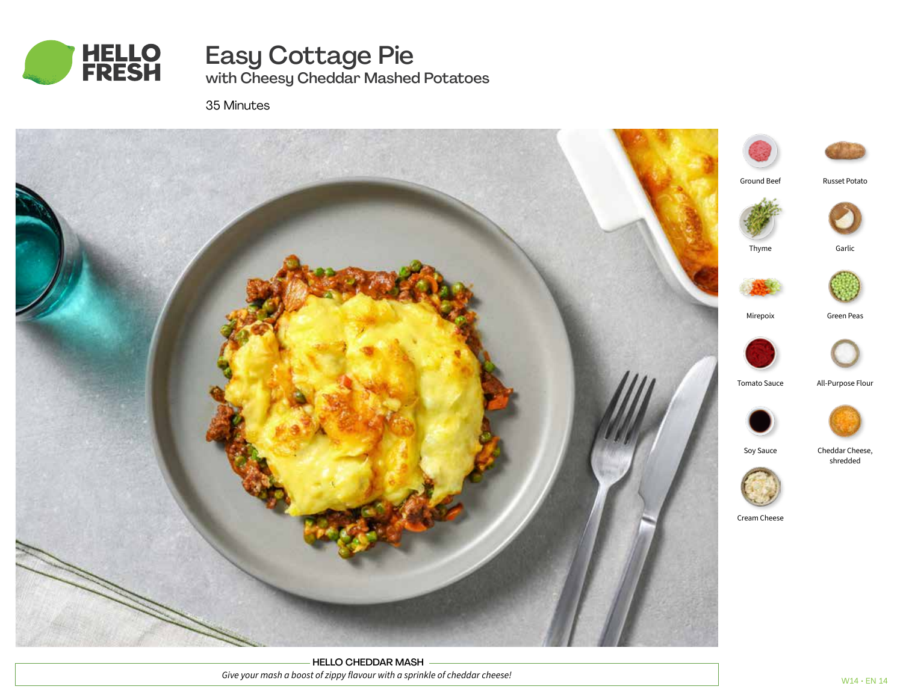HELLO FRESH

# Easy Cottage Pie

## with Cheesy Cheddar Mashed Potatoes

35 Minutes

- Ground Beef
- Russet Potato
- Thyme
- Garlic
- Mirepoix
- Green Peas
- Tomato Sauce
- All-Purpose Flour
- Soy Sauce
- Cheddar Cheese, shredded
- Cream Cheese

**HELLO CHEDDAR MASH**

*Give your mash a boost of zippy flavour with a sprinkle of cheddar cheese!*

W14 • EN 14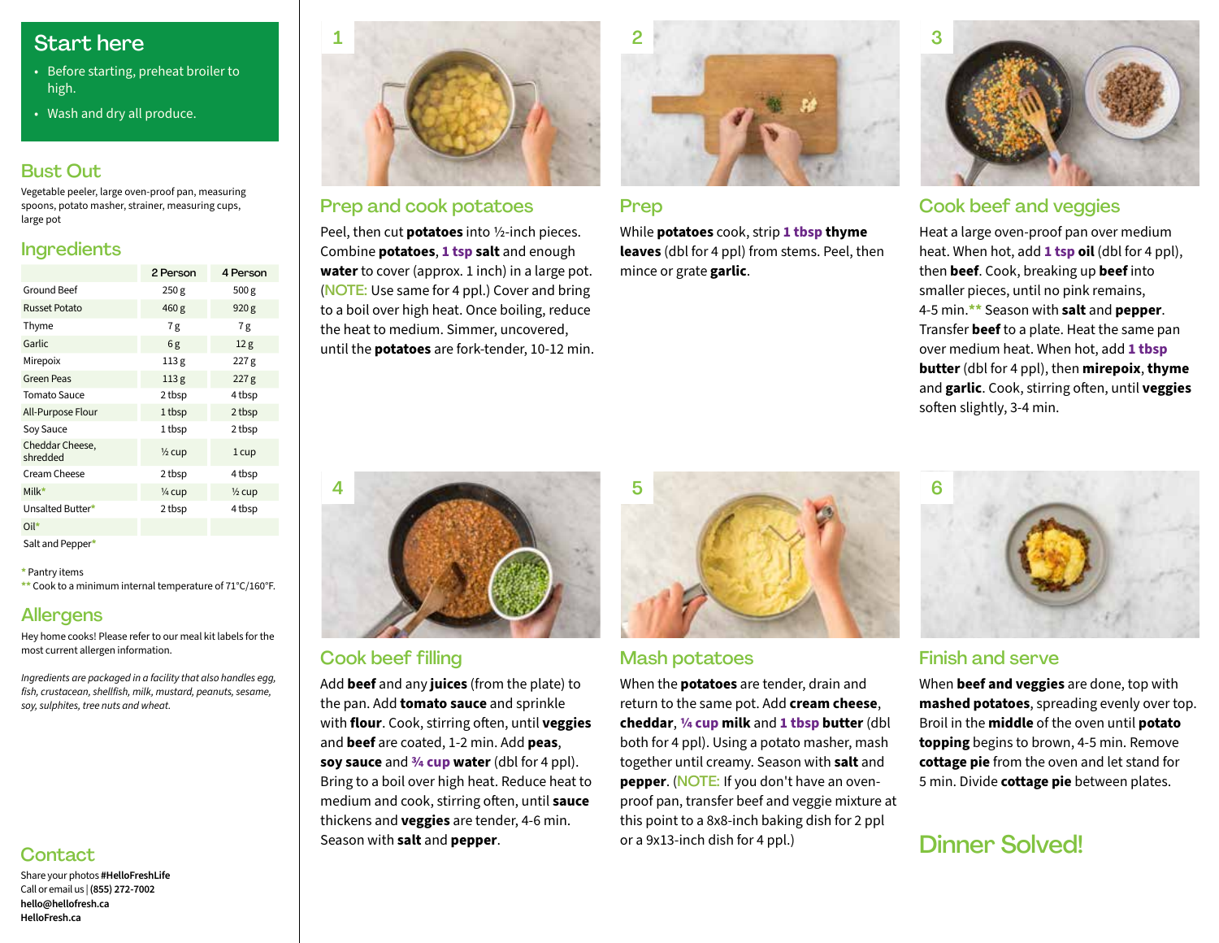## Start here

- Before starting, preheat broiler to high.
- Wash and dry all produce.

## Bust Out

Vegetable peeler, large oven-proof pan, measuring spoons, potato masher, strainer, measuring cups, large pot

## Ingredients

| | 2 Person | 4 Person |
|---|---|---|
| Ground Beef | 250 g | 500 g |
| Russet Potato | 460 g | 920 g |
| Thyme | 7 g | 7 g |
| Garlic | 6 g | 12 g |
| Mirepoix | 113 g | 227 g |
| Green Peas | 113 g | 227 g |
| Tomato Sauce | 2 tbsp | 4 tbsp |
| All-Purpose Flour | 1 tbsp | 2 tbsp |
| Soy Sauce | 1 tbsp | 2 tbsp |
| Cheddar Cheese, shredded | ½ cup | 1 cup |
| Cream Cheese | 2 tbsp | 4 tbsp |
| Milk* | ¼ cup | ½ cup |
| Unsalted Butter* | 2 tbsp | 4 tbsp |
| Oil* | | |
| Salt and Pepper* | | |

\* Pantry items

\*\* Cook to a minimum internal temperature of 71°C/160°F.

## Allergens

Hey home cooks! Please refer to our meal kit labels for the most current allergen information.

*Ingredients are packaged in a facility that also handles egg, fish, crustacean, shellfish, milk, mustard, peanuts, sesame, soy, sulphites, tree nuts and wheat.*

## Contact

Share your photos **#HelloFreshLife**

Call or email us | **(855) 272-7002**

**hello@hellofresh.ca**

**HelloFresh.ca**

## 1 Prep and cook potatoes

Peel, then cut **potatoes** into ½-inch pieces. Combine **potatoes**, **1 tsp salt** and enough **water** to cover (approx. 1 inch) in a large pot. (NOTE: Use same for 4 ppl.) Cover and bring to a boil over high heat. Once boiling, reduce the heat to medium. Simmer, uncovered, until the **potatoes** are fork-tender, 10-12 min.

## 2 Prep

While **potatoes** cook, strip **1 tbsp thyme leaves** (dbl for 4 ppl) from stems. Peel, then mince or grate **garlic**.

## 3 Cook beef and veggies

Heat a large oven-proof pan over medium heat. When hot, add **1 tsp oil** (dbl for 4 ppl), then **beef**. Cook, breaking up **beef** into smaller pieces, until no pink remains, 4-5 min.\*\* Season with **salt** and **pepper**. Transfer **beef** to a plate. Heat the same pan over medium heat. When hot, add **1 tbsp butter** (dbl for 4 ppl), then **mirepoix**, **thyme** and **garlic**. Cook, stirring often, until **veggies** soften slightly, 3-4 min.

## 4 Cook beef filling

Add **beef** and any **juices** (from the plate) to the pan. Add **tomato sauce** and sprinkle with **flour**. Cook, stirring often, until **veggies** and **beef** are coated, 1-2 min. Add **peas**, **soy sauce** and **¾ cup water** (dbl for 4 ppl). Bring to a boil over high heat. Reduce heat to medium and cook, stirring often, until **sauce** thickens and **veggies** are tender, 4-6 min. Season with **salt** and **pepper**.

## 5 Mash potatoes

When the **potatoes** are tender, drain and return to the same pot. Add **cream cheese**, **cheddar**, **¼ cup milk** and **1 tbsp butter** (dbl both for 4 ppl). Using a potato masher, mash together until creamy. Season with **salt** and **pepper**. (NOTE: If you don't have an oven-proof pan, transfer beef and veggie mixture at this point to a 8x8-inch baking dish for 2 ppl or a 9x13-inch dish for 4 ppl.)

## 6 Finish and serve

When **beef and veggies** are done, top with **mashed potatoes**, spreading evenly over top. Broil in the **middle** of the oven until **potato topping** begins to brown, 4-5 min. Remove **cottage pie** from the oven and let stand for 5 min. Divide **cottage pie** between plates.

## Dinner Solved!